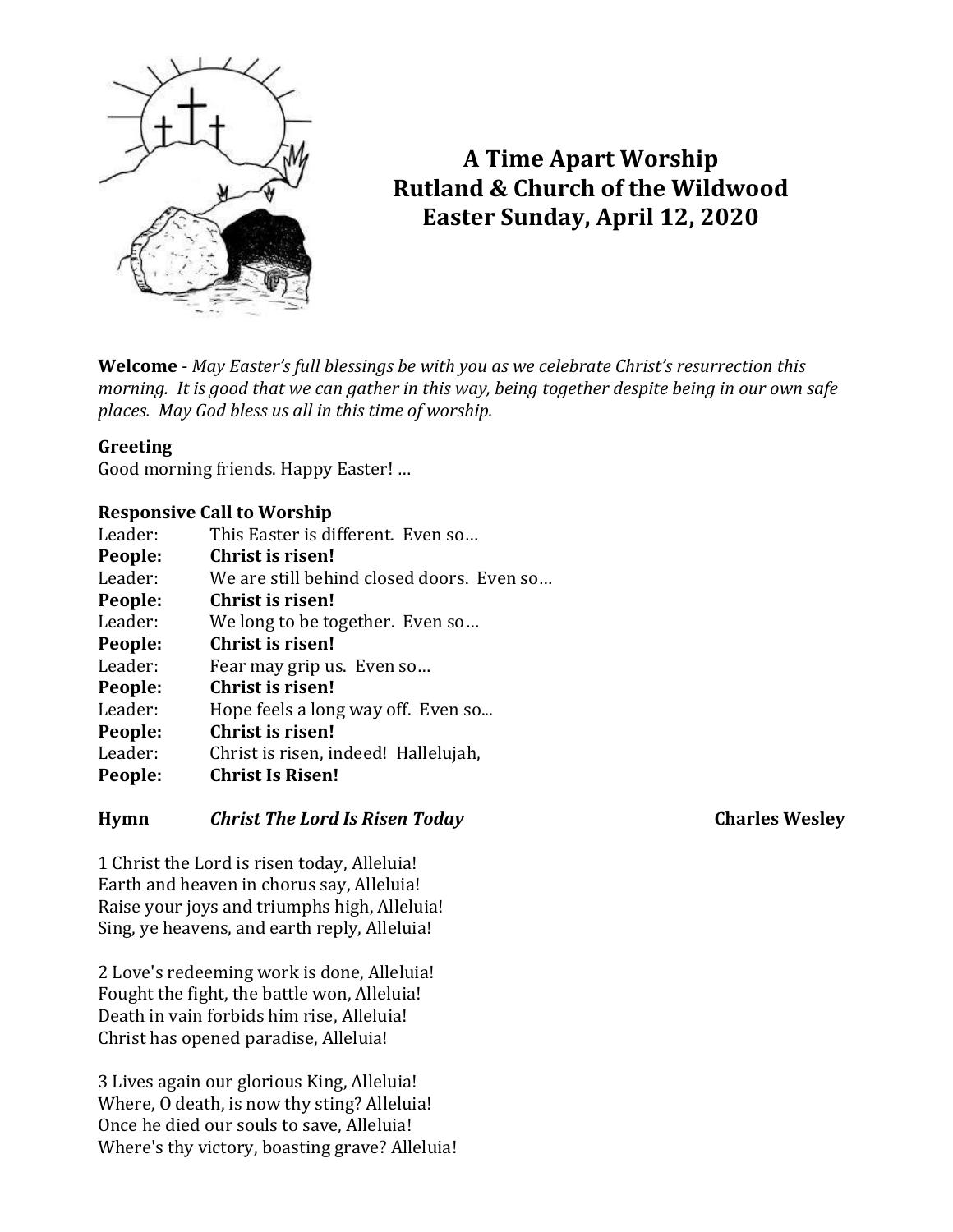# A Time Apart Worship
## Rutland & Church of the Wildwood
## Easter Sunday, April 12, 2020

**Welcome** - *May Easter's full blessings be with you as we celebrate Christ's resurrection this morning. It is good that we can gather in this way, being together despite being in our own safe places. May God bless us all in this time of worship.*

**Greeting**
Good morning friends. Happy Easter! …

**Responsive Call to Worship**

Leader: This Easter is different. Even so…
**People: Christ is risen!**
Leader: We are still behind closed doors. Even so…
**People: Christ is risen!**
Leader: We long to be together. Even so…
**People: Christ is risen!**
Leader: Fear may grip us. Even so…
**People: Christ is risen!**
Leader: Hope feels a long way off. Even so...
**People: Christ is risen!**
Leader: Christ is risen, indeed! Hallelujah,
**People: Christ Is Risen!**

**Hymn** ***Christ The Lord Is Risen Today*** **Charles Wesley**

1 Christ the Lord is risen today, Alleluia!
Earth and heaven in chorus say, Alleluia!
Raise your joys and triumphs high, Alleluia!
Sing, ye heavens, and earth reply, Alleluia!

2 Love's redeeming work is done, Alleluia!
Fought the fight, the battle won, Alleluia!
Death in vain forbids him rise, Alleluia!
Christ has opened paradise, Alleluia!

3 Lives again our glorious King, Alleluia!
Where, O death, is now thy sting? Alleluia!
Once he died our souls to save, Alleluia!
Where's thy victory, boasting grave? Alleluia!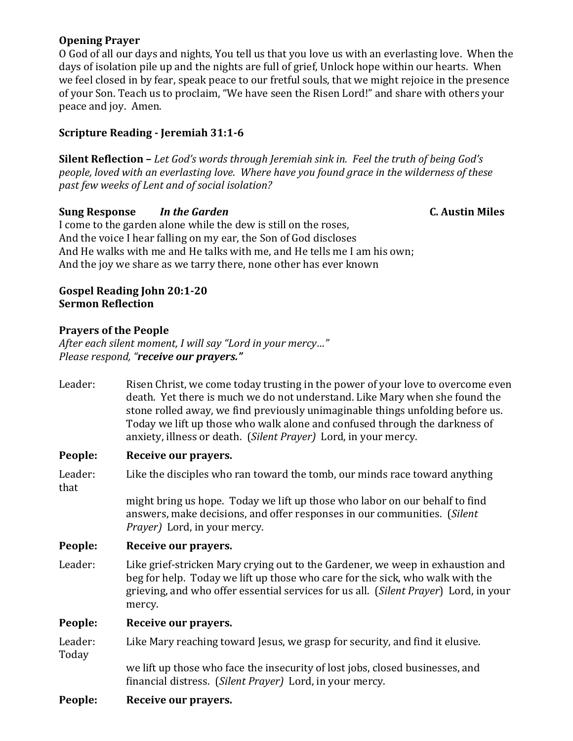**Opening Prayer**

O God of all our days and nights, You tell us that you love us with an everlasting love. When the days of isolation pile up and the nights are full of grief, Unlock hope within our hearts. When we feel closed in by fear, speak peace to our fretful souls, that we might rejoice in the presence of your Son. Teach us to proclaim, "We have seen the Risen Lord!" and share with others your peace and joy. Amen.

**Scripture Reading - Jeremiah 31:1-6**

**Silent Reflection –** *Let God's words through Jeremiah sink in. Feel the truth of being God's people, loved with an everlasting love. Where have you found grace in the wilderness of these past few weeks of Lent and of social isolation?*

**Sung Response** ***In the Garden*** **C. Austin Miles**

I come to the garden alone while the dew is still on the roses,
And the voice I hear falling on my ear, the Son of God discloses
And He walks with me and He talks with me, and He tells me I am his own;
And the joy we share as we tarry there, none other has ever known

**Gospel Reading John 20:1-20**
**Sermon Reflection**

**Prayers of the People**

*After each silent moment, I will say "Lord in your mercy…"*
*Please respond, "**receive our prayers."***

Leader: Risen Christ, we come today trusting in the power of your love to overcome even death. Yet there is much we do not understand. Like Mary when she found the stone rolled away, we find previously unimaginable things unfolding before us. Today we lift up those who walk alone and confused through the darkness of anxiety, illness or death. (*Silent Prayer)* Lord, in your mercy.

**People: Receive our prayers.**

Leader: Like the disciples who ran toward the tomb, our minds race toward anything that might bring us hope. Today we lift up those who labor on our behalf to find answers, make decisions, and offer responses in our communities. (*Silent Prayer)* Lord, in your mercy.

**People: Receive our prayers.**

Leader: Like grief-stricken Mary crying out to the Gardener, we weep in exhaustion and beg for help. Today we lift up those who care for the sick, who walk with the grieving, and who offer essential services for us all. (*Silent Prayer*) Lord, in your mercy.

**People: Receive our prayers.**

Leader: Like Mary reaching toward Jesus, we grasp for security, and find it elusive. Today we lift up those who face the insecurity of lost jobs, closed businesses, and financial distress. (*Silent Prayer)* Lord, in your mercy.

**People: Receive our prayers.**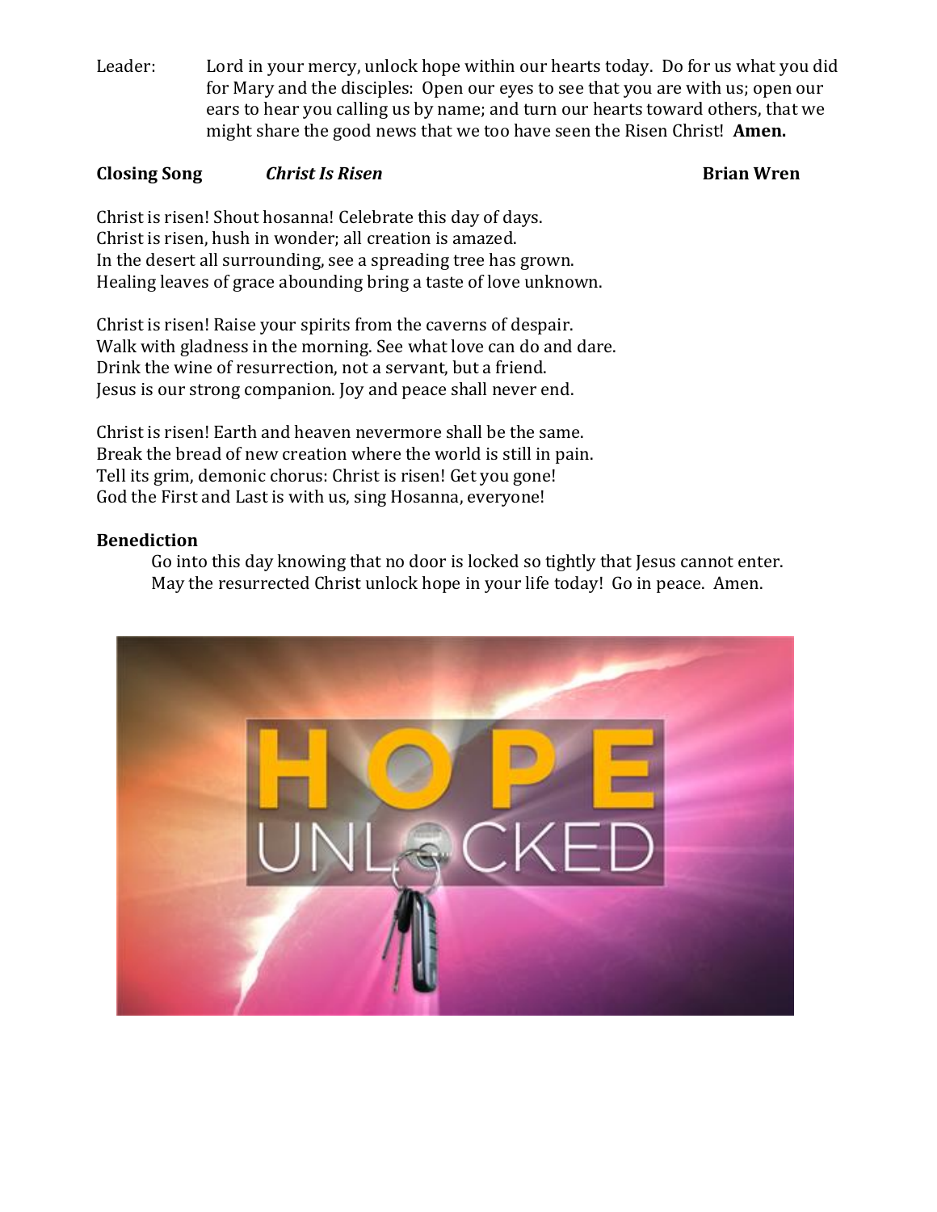Leader: Lord in your mercy, unlock hope within our hearts today. Do for us what you did for Mary and the disciples: Open our eyes to see that you are with us; open our ears to hear you calling us by name; and turn our hearts toward others, that we might share the good news that we too have seen the Risen Christ! **Amen.**

**Closing Song** ***Christ Is Risen*** **Brian Wren**

Christ is risen! Shout hosanna! Celebrate this day of days.
Christ is risen, hush in wonder; all creation is amazed.
In the desert all surrounding, see a spreading tree has grown.
Healing leaves of grace abounding bring a taste of love unknown.

Christ is risen! Raise your spirits from the caverns of despair.
Walk with gladness in the morning. See what love can do and dare.
Drink the wine of resurrection, not a servant, but a friend.
Jesus is our strong companion. Joy and peace shall never end.

Christ is risen! Earth and heaven nevermore shall be the same.
Break the bread of new creation where the world is still in pain.
Tell its grim, demonic chorus: Christ is risen! Get you gone!
God the First and Last is with us, sing Hosanna, everyone!

**Benediction**

Go into this day knowing that no door is locked so tightly that Jesus cannot enter. May the resurrected Christ unlock hope in your life today! Go in peace. Amen.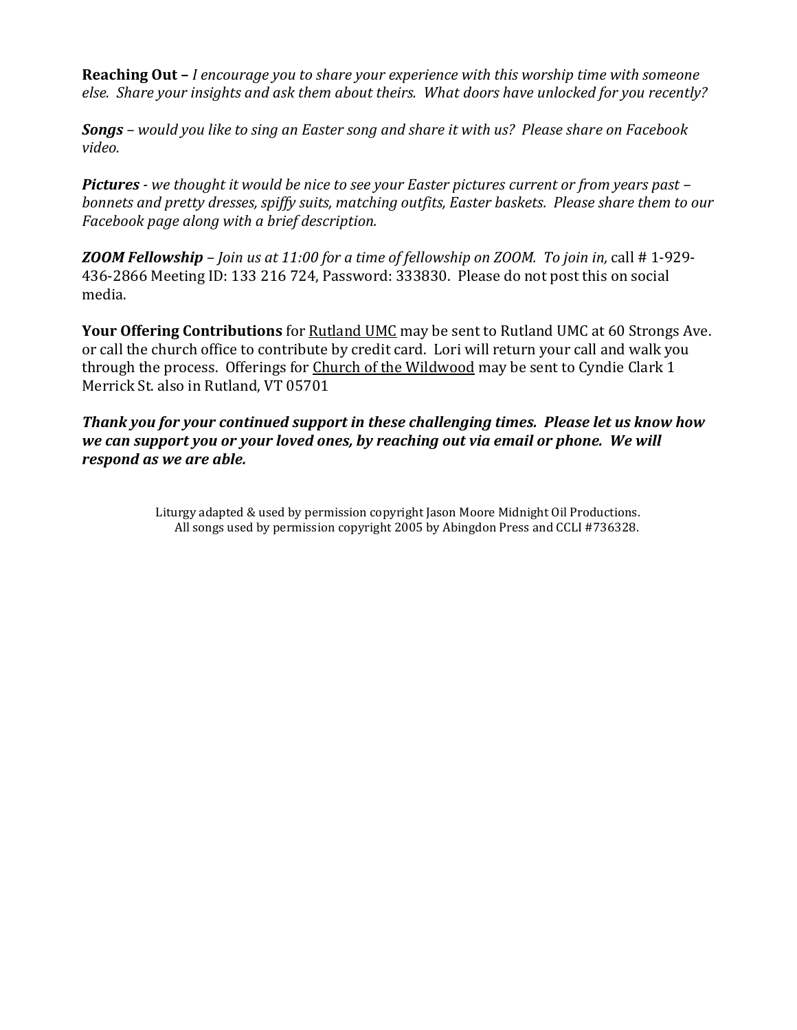**Reaching Out –** *I encourage you to share your experience with this worship time with someone else. Share your insights and ask them about theirs. What doors have unlocked for you recently?*

***Songs*** *– would you like to sing an Easter song and share it with us? Please share on Facebook video.*

***Pictures*** *- we thought it would be nice to see your Easter pictures current or from years past – bonnets and pretty dresses, spiffy suits, matching outfits, Easter baskets. Please share them to our Facebook page along with a brief description.*

***ZOOM Fellowship*** *– Join us at 11:00 for a time of fellowship on ZOOM. To join in,* call # 1-929-436-2866 Meeting ID: 133 216 724, Password: 333830. Please do not post this on social media.

**Your Offering Contributions** for <u>Rutland UMC</u> may be sent to Rutland UMC at 60 Strongs Ave. or call the church office to contribute by credit card. Lori will return your call and walk you through the process. Offerings for <u>Church of the Wildwood</u> may be sent to Cyndie Clark 1 Merrick St. also in Rutland, VT 05701

***Thank you for your continued support in these challenging times. Please let us know how we can support you or your loved ones, by reaching out via email or phone. We will respond as we are able.***

Liturgy adapted & used by permission copyright Jason Moore Midnight Oil Productions.
All songs used by permission copyright 2005 by Abingdon Press and CCLI #736328.